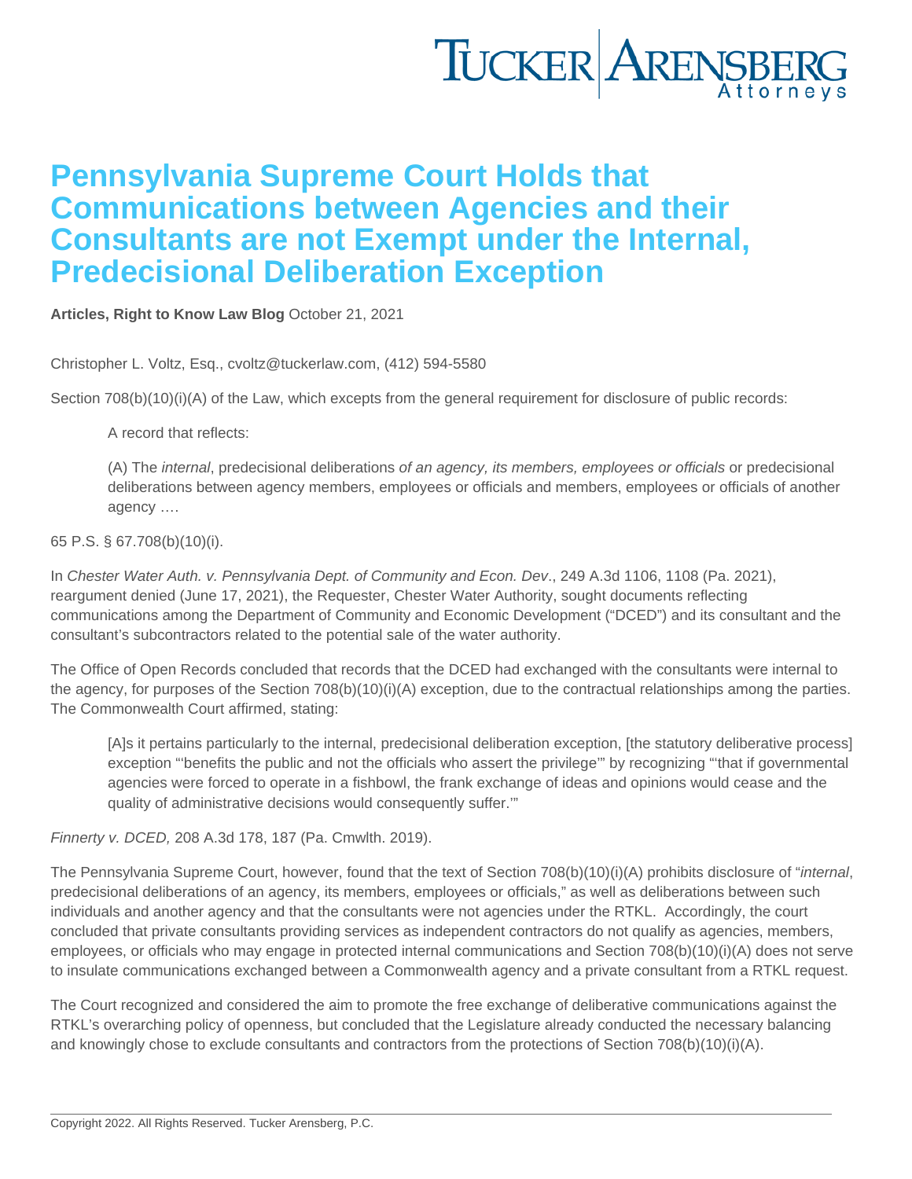# Pennsylvania Supreme Court Holds that Communications between Agencies and their Consultants are not Exempt under the Internal, Predecisional Deliberation Exception

**Articles, Right to Know Law Blog** October 21, 2021

Christopher L. Voltz, Esq., cvoltz@tuckerlaw.com, (412) 594-5580

Section 708(b)(10)(i)(A) of the Law, which excepts from the general requirement for disclosure of public records:

> A record that reflects:
>
> (A) The *internal*, predecisional deliberations *of an agency, its members, employees or officials* or predecisional deliberations between agency members, employees or officials and members, employees or officials of another agency ….

65 P.S. § 67.708(b)(10)(i).

In *Chester Water Auth. v. Pennsylvania Dept. of Community and Econ. Dev*., 249 A.3d 1106, 1108 (Pa. 2021), reargument denied (June 17, 2021), the Requester, Chester Water Authority, sought documents reflecting communications among the Department of Community and Economic Development ("DCED") and its consultant and the consultant's subcontractors related to the potential sale of the water authority.

The Office of Open Records concluded that records that the DCED had exchanged with the consultants were internal to the agency, for purposes of the Section 708(b)(10)(i)(A) exception, due to the contractual relationships among the parties. The Commonwealth Court affirmed, stating:

> [A]s it pertains particularly to the internal, predecisional deliberation exception, [the statutory deliberative process] exception "'benefits the public and not the officials who assert the privilege'" by recognizing "'that if governmental agencies were forced to operate in a fishbowl, the frank exchange of ideas and opinions would cease and the quality of administrative decisions would consequently suffer.'"

*Finnerty v. DCED,* 208 A.3d 178, 187 (Pa. Cmwlth. 2019).

The Pennsylvania Supreme Court, however, found that the text of Section 708(b)(10)(i)(A) prohibits disclosure of "*internal*, predecisional deliberations of an agency, its members, employees or officials," as well as deliberations between such individuals and another agency and that the consultants were not agencies under the RTKL. Accordingly, the court concluded that private consultants providing services as independent contractors do not qualify as agencies, members, employees, or officials who may engage in protected internal communications and Section 708(b)(10)(i)(A) does not serve to insulate communications exchanged between a Commonwealth agency and a private consultant from a RTKL request.

The Court recognized and considered the aim to promote the free exchange of deliberative communications against the RTKL's overarching policy of openness, but concluded that the Legislature already conducted the necessary balancing and knowingly chose to exclude consultants and contractors from the protections of Section 708(b)(10)(i)(A).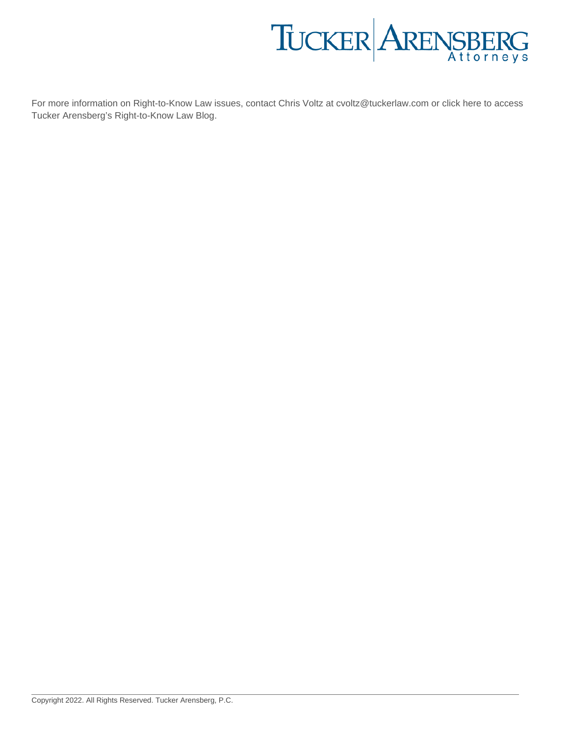For more information on Right-to-Know Law issues, contact Chris Voltz at cvoltz@tuckerlaw.com or click here to access Tucker Arensberg's Right-to-Know Law Blog.

Copyright 2022. All Rights Reserved. Tucker Arensberg, P.C.